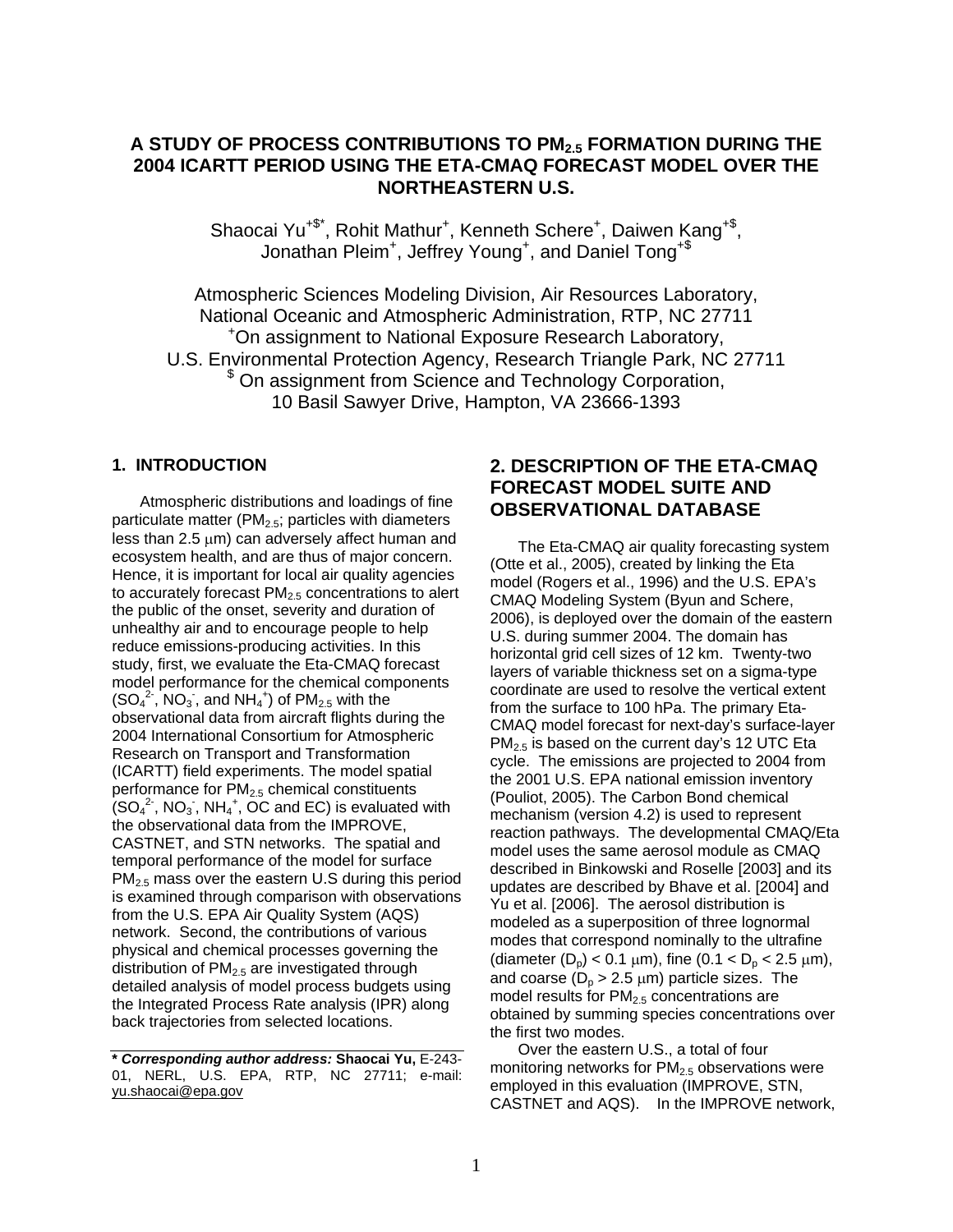# A STUDY OF PROCESS CONTRIBUTIONS TO $PM_{2.5}$ FORMATION DURING THE 2004 ICARTT PERIOD USING THE ETA-CMAQ FORECAST MODEL OVER THE NORTHEASTERN U.S.

Shaocai Yu[+$*], Rohit Mathur[+], Kenneth Schere[+], Daiwen Kang[+$], Jonathan Pleim[+], Jeffrey Young[+], and Daniel Tong[+$]

Atmospheric Sciences Modeling Division, Air Resources Laboratory, National Oceanic and Atmospheric Administration, RTP, NC 27711
[+]On assignment to National Exposure Research Laboratory, U.S. Environmental Protection Agency, Research Triangle Park, NC 27711
[$] On assignment from Science and Technology Corporation, 10 Basil Sawyer Drive, Hampton, VA 23666-1393

## 1. INTRODUCTION

Atmospheric distributions and loadings of fine particulate matter ($PM_{2.5}$; particles with diameters less than 2.5 μm) can adversely affect human and ecosystem health, and are thus of major concern. Hence, it is important for local air quality agencies to accurately forecast $PM_{2.5}$ concentrations to alert the public of the onset, severity and duration of unhealthy air and to encourage people to help reduce emissions-producing activities. In this study, first, we evaluate the Eta-CMAQ forecast model performance for the chemical components ($SO_4^{2-}$, $NO_3^-$, and $NH_4^+$) of $PM_{2.5}$ with the observational data from aircraft flights during the 2004 International Consortium for Atmospheric Research on Transport and Transformation (ICARTT) field experiments. The model spatial performance for $PM_{2.5}$ chemical constituents ($SO_4^{2-}$, $NO_3^-$, $NH_4^+$, OC and EC) is evaluated with the observational data from the IMPROVE, CASTNET, and STN networks. The spatial and temporal performance of the model for surface $PM_{2.5}$ mass over the eastern U.S during this period is examined through comparison with observations from the U.S. EPA Air Quality System (AQS) network. Second, the contributions of various physical and chemical processes governing the distribution of $PM_{2.5}$ are investigated through detailed analysis of model process budgets using the Integrated Process Rate analysis (IPR) along back trajectories from selected locations.

**\* *Corresponding author address:* Shaocai Yu,** E-243-01, NERL, U.S. EPA, RTP, NC 27711; e-mail: yu.shaocai@epa.gov

## 2. DESCRIPTION OF THE ETA-CMAQ FORECAST MODEL SUITE AND OBSERVATIONAL DATABASE

The Eta-CMAQ air quality forecasting system (Otte et al., 2005), created by linking the Eta model (Rogers et al., 1996) and the U.S. EPA's CMAQ Modeling System (Byun and Schere, 2006), is deployed over the domain of the eastern U.S. during summer 2004. The domain has horizontal grid cell sizes of 12 km. Twenty-two layers of variable thickness set on a sigma-type coordinate are used to resolve the vertical extent from the surface to 100 hPa. The primary Eta-CMAQ model forecast for next-day's surface-layer $PM_{2.5}$ is based on the current day's 12 UTC Eta cycle. The emissions are projected to 2004 from the 2001 U.S. EPA national emission inventory (Pouliot, 2005). The Carbon Bond chemical mechanism (version 4.2) is used to represent reaction pathways. The developmental CMAQ/Eta model uses the same aerosol module as CMAQ described in Binkowski and Roselle [2003] and its updates are described by Bhave et al. [2004] and Yu et al. [2006]. The aerosol distribution is modeled as a superposition of three lognormal modes that correspond nominally to the ultrafine (diameter ($D_p$) < 0.1 μm), fine (0.1 < $D_p$ < 2.5 μm), and coarse ($D_p$ > 2.5 μm) particle sizes. The model results for $PM_{2.5}$ concentrations are obtained by summing species concentrations over the first two modes.

Over the eastern U.S., a total of four monitoring networks for $PM_{2.5}$ observations were employed in this evaluation (IMPROVE, STN, CASTNET and AQS). In the IMPROVE network,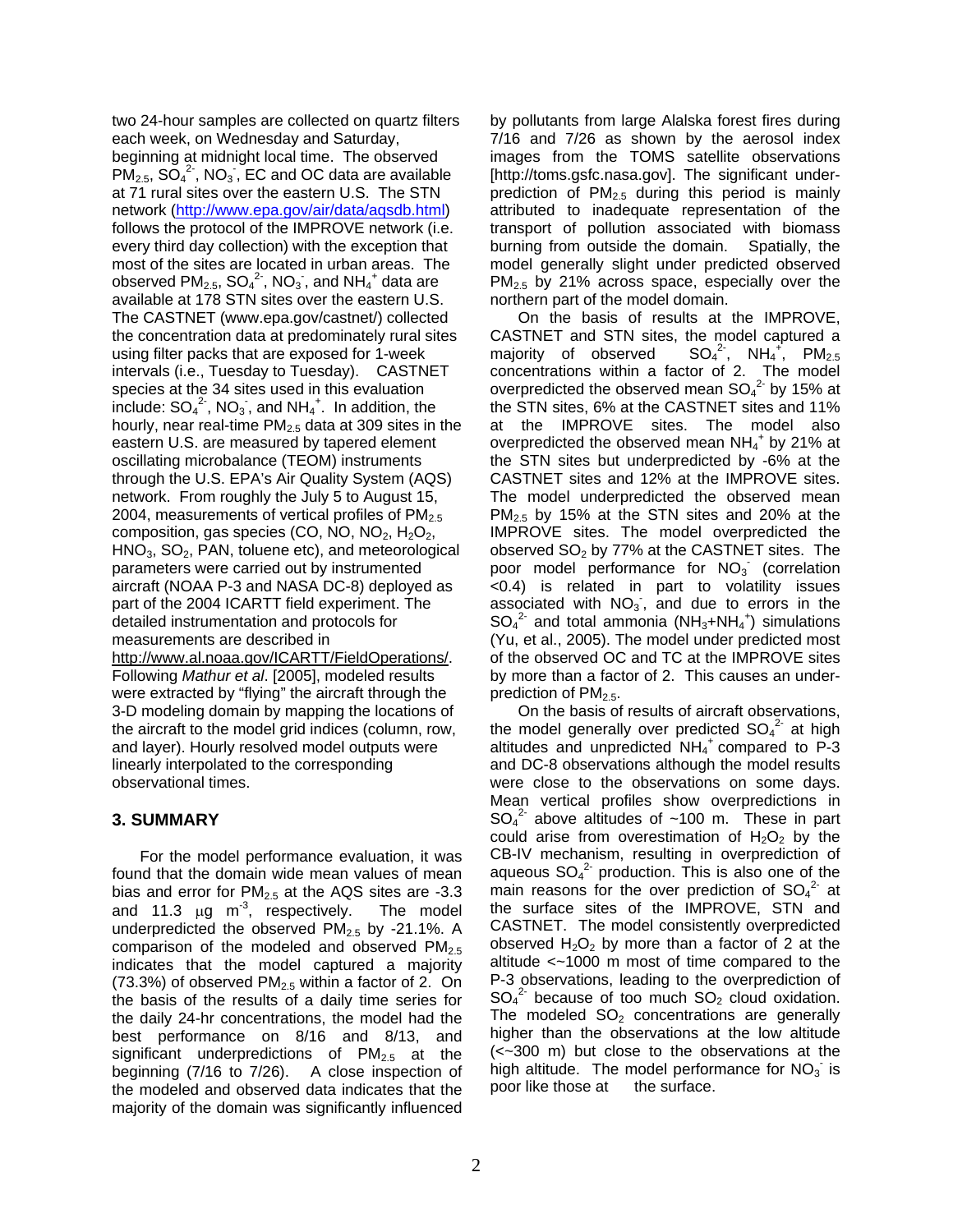two 24-hour samples are collected on quartz filters each week, on Wednesday and Saturday, beginning at midnight local time. The observed $PM_{2.5}$, $SO_4^{2-}$, $NO_3^-$, EC and OC data are available at 71 rural sites over the eastern U.S. The STN network (http://www.epa.gov/air/data/aqsdb.html) follows the protocol of the IMPROVE network (i.e. every third day collection) with the exception that most of the sites are located in urban areas. The observed $PM_{2.5}$, $SO_4^{2-}$, $NO_3^-$, and $NH_4^+$ data are available at 178 STN sites over the eastern U.S. The CASTNET (www.epa.gov/castnet/) collected the concentration data at predominately rural sites using filter packs that are exposed for 1-week intervals (i.e., Tuesday to Tuesday). CASTNET species at the 34 sites used in this evaluation include: $SO_4^{2-}$, $NO_3^-$, and $NH_4^+$. In addition, the hourly, near real-time $PM_{2.5}$ data at 309 sites in the eastern U.S. are measured by tapered element oscillating microbalance (TEOM) instruments through the U.S. EPA's Air Quality System (AQS) network. From roughly the July 5 to August 15, 2004, measurements of vertical profiles of $PM_{2.5}$ composition, gas species (CO, NO, $NO_2$, $H_2O_2$, $HNO_3$, $SO_2$, PAN, toluene etc), and meteorological parameters were carried out by instrumented aircraft (NOAA P-3 and NASA DC-8) deployed as part of the 2004 ICARTT field experiment. The detailed instrumentation and protocols for measurements are described in http://www.al.noaa.gov/ICARTT/FieldOperations/. Following *Mathur et al*. [2005], modeled results were extracted by "flying" the aircraft through the 3-D modeling domain by mapping the locations of the aircraft to the model grid indices (column, row, and layer). Hourly resolved model outputs were linearly interpolated to the corresponding observational times.

## 3. SUMMARY

For the model performance evaluation, it was found that the domain wide mean values of mean bias and error for $PM_{2.5}$ at the AQS sites are -3.3 and 11.3 $\mu g\ m^{-3}$, respectively. The model underpredicted the observed $PM_{2.5}$ by -21.1%. A comparison of the modeled and observed $PM_{2.5}$ indicates that the model captured a majority (73.3%) of observed $PM_{2.5}$ within a factor of 2. On the basis of the results of a daily time series for the daily 24-hr concentrations, the model had the best performance on 8/16 and 8/13, and significant underpredictions of $PM_{2.5}$ at the beginning (7/16 to 7/26). A close inspection of the modeled and observed data indicates that the majority of the domain was significantly influenced by pollutants from large Alaska forest fires during 7/16 and 7/26 as shown by the aerosol index images from the TOMS satellite observations [http://toms.gsfc.nasa.gov]. The significant under-prediction of $PM_{2.5}$ during this period is mainly attributed to inadequate representation of the transport of pollution associated with biomass burning from outside the domain. Spatially, the model generally slight under predicted observed $PM_{2.5}$ by 21% across space, especially over the northern part of the model domain.

On the basis of results at the IMPROVE, CASTNET and STN sites, the model captured a majority of observed $SO_4^{2-}$, $NH_4^+$, $PM_{2.5}$ concentrations within a factor of 2. The model overpredicted the observed mean $SO_4^{2-}$ by 15% at the STN sites, 6% at the CASTNET sites and 11% at the IMPROVE sites. The model also overpredicted the observed mean $NH_4^+$ by 21% at the STN sites but underpredicted by -6% at the CASTNET sites and 12% at the IMPROVE sites. The model underpredicted the observed mean $PM_{2.5}$ by 15% at the STN sites and 20% at the IMPROVE sites. The model overpredicted the observed $SO_2$ by 77% at the CASTNET sites. The poor model performance for $NO_3^-$ (correlation <0.4) is related in part to volatility issues associated with $NO_3^-$, and due to errors in the $SO_4^{2-}$ and total ammonia ($NH_3$+$NH_4^+$) simulations (Yu, et al., 2005). The model under predicted most of the observed OC and TC at the IMPROVE sites by more than a factor of 2. This causes an under-prediction of $PM_{2.5}$.

On the basis of results of aircraft observations, the model generally over predicted $SO_4^{2-}$ at high altitudes and unpredicted $NH_4^+$ compared to P-3 and DC-8 observations although the model results were close to the observations on some days. Mean vertical profiles show overpredictions in $SO_4^{2-}$ above altitudes of ~100 m. These in part could arise from overestimation of $H_2O_2$ by the CB-IV mechanism, resulting in overprediction of aqueous $SO_4^{2-}$ production. This is also one of the main reasons for the over prediction of $SO_4^{2-}$ at the surface sites of the IMPROVE, STN and CASTNET. The model consistently overpredicted observed $H_2O_2$ by more than a factor of 2 at the altitude <~1000 m most of time compared to the P-3 observations, leading to the overprediction of $SO_4^{2-}$ because of too much $SO_2$ cloud oxidation. The modeled $SO_2$ concentrations are generally higher than the observations at the low altitude (<~300 m) but close to the observations at the high altitude. The model performance for $NO_3^-$ is poor like those at the surface.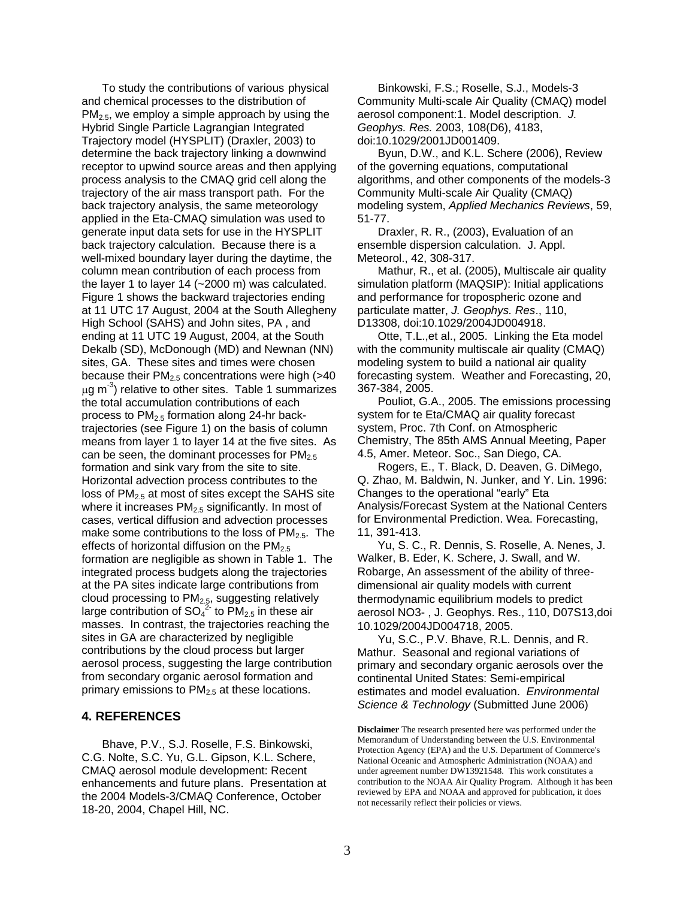To study the contributions of various physical and chemical processes to the distribution of $PM_{2.5}$, we employ a simple approach by using the Hybrid Single Particle Lagrangian Integrated Trajectory model (HYSPLIT) (Draxler, 2003) to determine the back trajectory linking a downwind receptor to upwind source areas and then applying process analysis to the CMAQ grid cell along the trajectory of the air mass transport path. For the back trajectory analysis, the same meteorology applied in the Eta-CMAQ simulation was used to generate input data sets for use in the HYSPLIT back trajectory calculation. Because there is a well-mixed boundary layer during the daytime, the column mean contribution of each process from the layer 1 to layer 14 (~2000 m) was calculated. Figure 1 shows the backward trajectories ending at 11 UTC 17 August, 2004 at the South Allegheny High School (SAHS) and John sites, PA , and ending at 11 UTC 19 August, 2004, at the South Dekalb (SD), McDonough (MD) and Newnan (NN) sites, GA. These sites and times were chosen because their $PM_{2.5}$ concentrations were high (>40 $\mu g\ m^{-3}$) relative to other sites. Table 1 summarizes the total accumulation contributions of each process to $PM_{2.5}$ formation along 24-hr back-trajectories (see Figure 1) on the basis of column means from layer 1 to layer 14 at the five sites. As can be seen, the dominant processes for $PM_{2.5}$ formation and sink vary from the site to site. Horizontal advection process contributes to the loss of $PM_{2.5}$ at most of sites except the SAHS site where it increases $PM_{2.5}$ significantly. In most of cases, vertical diffusion and advection processes make some contributions to the loss of $PM_{2.5}$. The effects of horizontal diffusion on the $PM_{2.5}$ formation are negligible as shown in Table 1. The integrated process budgets along the trajectories at the PA sites indicate large contributions from cloud processing to $PM_{2.5}$, suggesting relatively large contribution of $SO_4^{2-}$ to $PM_{2.5}$ in these air masses. In contrast, the trajectories reaching the sites in GA are characterized by negligible contributions by the cloud process but larger aerosol process, suggesting the large contribution from secondary organic aerosol formation and primary emissions to $PM_{2.5}$ at these locations.

## 4. REFERENCES

Bhave, P.V., S.J. Roselle, F.S. Binkowski, C.G. Nolte, S.C. Yu, G.L. Gipson, K.L. Schere, CMAQ aerosol module development: Recent enhancements and future plans. Presentation at the 2004 Models-3/CMAQ Conference, October 18-20, 2004, Chapel Hill, NC.

Binkowski, F.S.; Roselle, S.J., Models-3 Community Multi-scale Air Quality (CMAQ) model aerosol component:1. Model description. *J. Geophys. Res.* 2003, 108(D6), 4183, doi:10.1029/2001JD001409.

Byun, D.W., and K.L. Schere (2006), Review of the governing equations, computational algorithms, and other components of the models-3 Community Multi-scale Air Quality (CMAQ) modeling system, *Applied Mechanics Reviews*, 59, 51-77.

Draxler, R. R., (2003), Evaluation of an ensemble dispersion calculation. J. Appl. Meteorol., 42, 308-317.

Mathur, R., et al. (2005), Multiscale air quality simulation platform (MAQSIP): Initial applications and performance for tropospheric ozone and particulate matter, *J. Geophys. Res*., 110, D13308, doi:10.1029/2004JD004918.

Otte, T.L.,et al., 2005. Linking the Eta model with the community multiscale air quality (CMAQ) modeling system to build a national air quality forecasting system. Weather and Forecasting, 20, 367-384, 2005.

Pouliot, G.A., 2005. The emissions processing system for te Eta/CMAQ air quality forecast system, Proc. 7th Conf. on Atmospheric Chemistry, The 85th AMS Annual Meeting, Paper 4.5, Amer. Meteor. Soc., San Diego, CA.

Rogers, E., T. Black, D. Deaven, G. DiMego, Q. Zhao, M. Baldwin, N. Junker, and Y. Lin. 1996: Changes to the operational "early" Eta Analysis/Forecast System at the National Centers for Environmental Prediction. Wea. Forecasting, 11, 391-413.

Yu, S. C., R. Dennis, S. Roselle, A. Nenes, J. Walker, B. Eder, K. Schere, J. Swall, and W. Robarge, An assessment of the ability of three-dimensional air quality models with current thermodynamic equilibrium models to predict aerosol NO3- , J. Geophys. Res., 110, D07S13,doi 10.1029/2004JD004718, 2005.

Yu, S.C., P.V. Bhave, R.L. Dennis, and R. Mathur. Seasonal and regional variations of primary and secondary organic aerosols over the continental United States: Semi-empirical estimates and model evaluation. *Environmental Science & Technology* (Submitted June 2006)

**Disclaimer** The research presented here was performed under the Memorandum of Understanding between the U.S. Environmental Protection Agency (EPA) and the U.S. Department of Commerce's National Oceanic and Atmospheric Administration (NOAA) and under agreement number DW13921548. This work constitutes a contribution to the NOAA Air Quality Program. Although it has been reviewed by EPA and NOAA and approved for publication, it does not necessarily reflect their policies or views.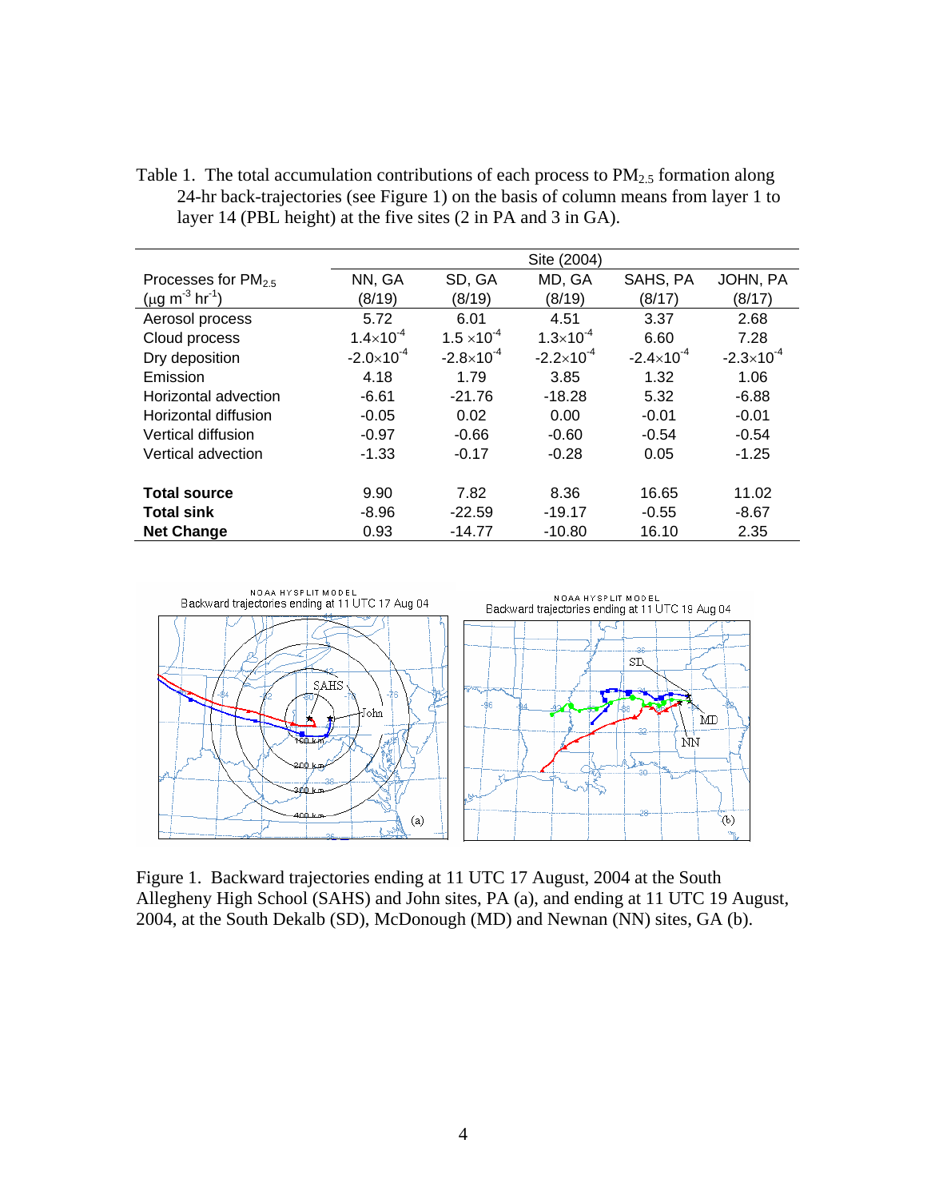Table 1. The total accumulation contributions of each process to $PM_{2.5}$ formation along 24-hr back-trajectories (see Figure 1) on the basis of column means from layer 1 to layer 14 (PBL height) at the five sites (2 in PA and 3 in GA).

| Processes for $PM_{2.5}$ | Site (2004) | | | | |
|---|---|---|---|---|---|
| ($\mu g\ m^{-3}\ hr^{-1}$) | NN, GA (8/19) | SD, GA (8/19) | MD, GA (8/19) | SAHS, PA (8/17) | JOHN, PA (8/17) |
| Aerosol process | 5.72 | 6.01 | 4.51 | 3.37 | 2.68 |
| Cloud process | $1.4\times10^{-4}$ | $1.5\times10^{-4}$ | $1.3\times10^{-4}$ | 6.60 | 7.28 |
| Dry deposition | $-2.0\times10^{-4}$ | $-2.8\times10^{-4}$ | $-2.2\times10^{-4}$ | $-2.4\times10^{-4}$ | $-2.3\times10^{-4}$ |
| Emission | 4.18 | 1.79 | 3.85 | 1.32 | 1.06 |
| Horizontal advection | -6.61 | -21.76 | -18.28 | 5.32 | -6.88 |
| Horizontal diffusion | -0.05 | 0.02 | 0.00 | -0.01 | -0.01 |
| Vertical diffusion | -0.97 | -0.66 | -0.60 | -0.54 | -0.54 |
| Vertical advection | -1.33 | -0.17 | -0.28 | 0.05 | -1.25 |
| **Total source** | 9.90 | 7.82 | 8.36 | 16.65 | 11.02 |
| **Total sink** | -8.96 | -22.59 | -19.17 | -0.55 | -8.67 |
| **Net Change** | 0.93 | -14.77 | -10.80 | 16.10 | 2.35 |

NOAA HYSPLIT MODEL
Backward trajectories ending at 11 UTC 17 Aug 04
SAHS
John
100 km
200 km
300 km
400 km
(a)

NOAA HYSPLIT MODEL
Backward trajectories ending at 11 UTC 19 Aug 04
SD
MD
NN
(b)

Figure 1. Backward trajectories ending at 11 UTC 17 August, 2004 at the South Allegheny High School (SAHS) and John sites, PA (a), and ending at 11 UTC 19 August, 2004, at the South Dekalb (SD), McDonough (MD) and Newnan (NN) sites, GA (b).